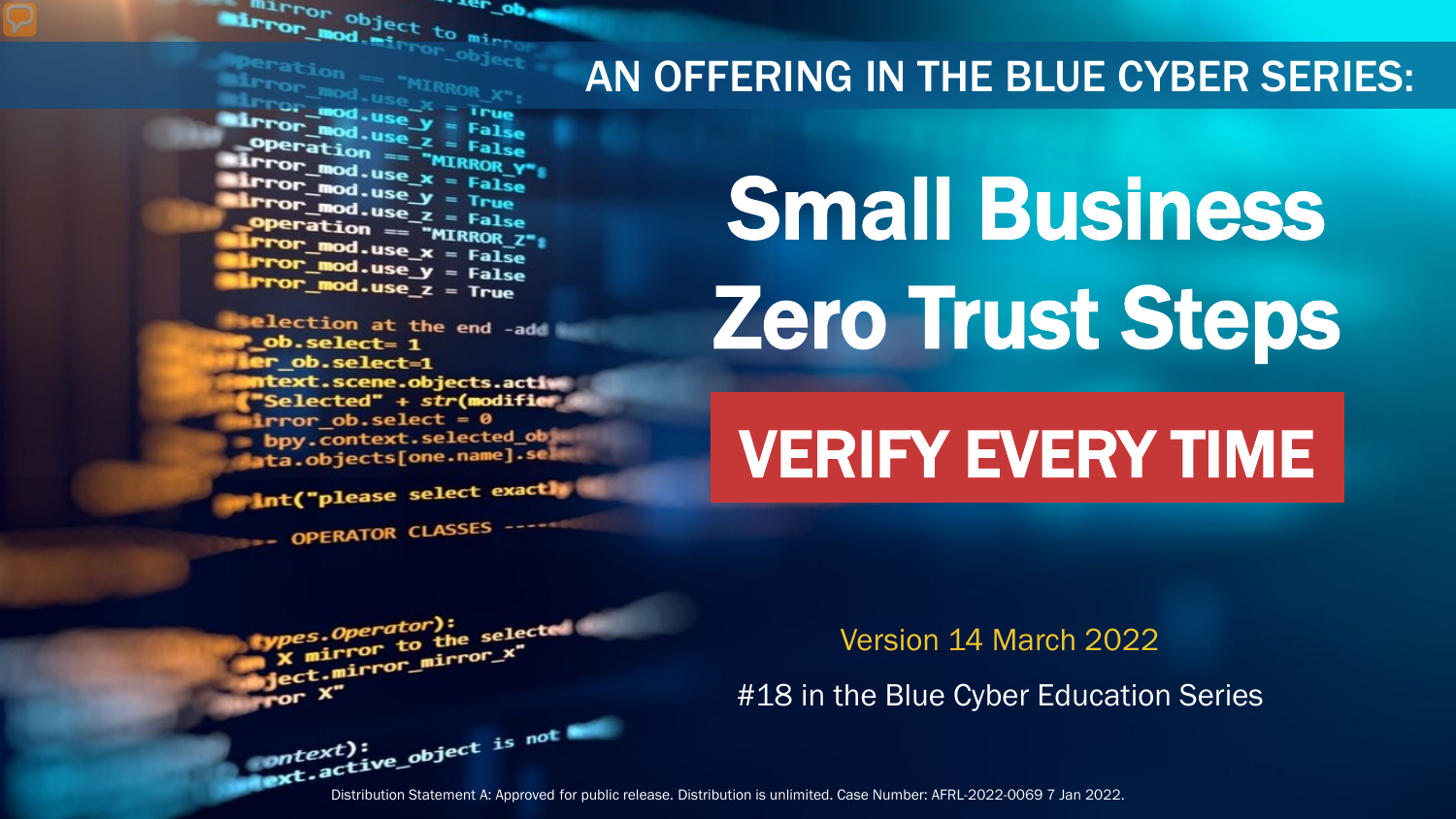AN OFFERING IN THE BLUE CYBER SERIES:

# Small Business Zero Trust Steps

## VERIFY EVERY TIME

Version 14 March 2022

#18 in the Blue Cyber Education Series

Distribution Statement A: Approved for public release. Distribution is unlimited. Case Number: AFRL-2022-0069 7 Jan 2022.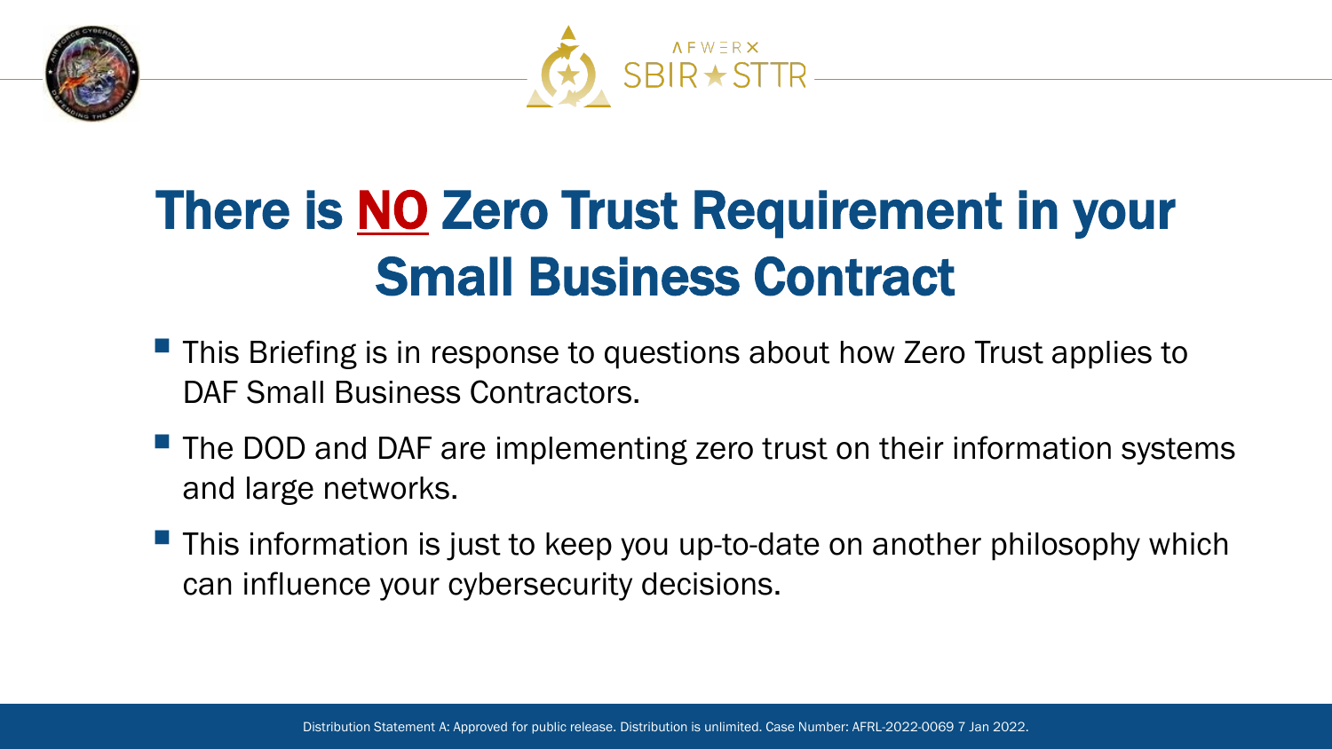# There is <u>NO</u> Zero Trust Requirement in your Small Business Contract

- This Briefing is in response to questions about how Zero Trust applies to DAF Small Business Contractors.
- The DOD and DAF are implementing zero trust on their information systems and large networks.
- This information is just to keep you up-to-date on another philosophy which can influence your cybersecurity decisions.

Distribution Statement A: Approved for public release. Distribution is unlimited. Case Number: AFRL-2022-0069 7 Jan 2022.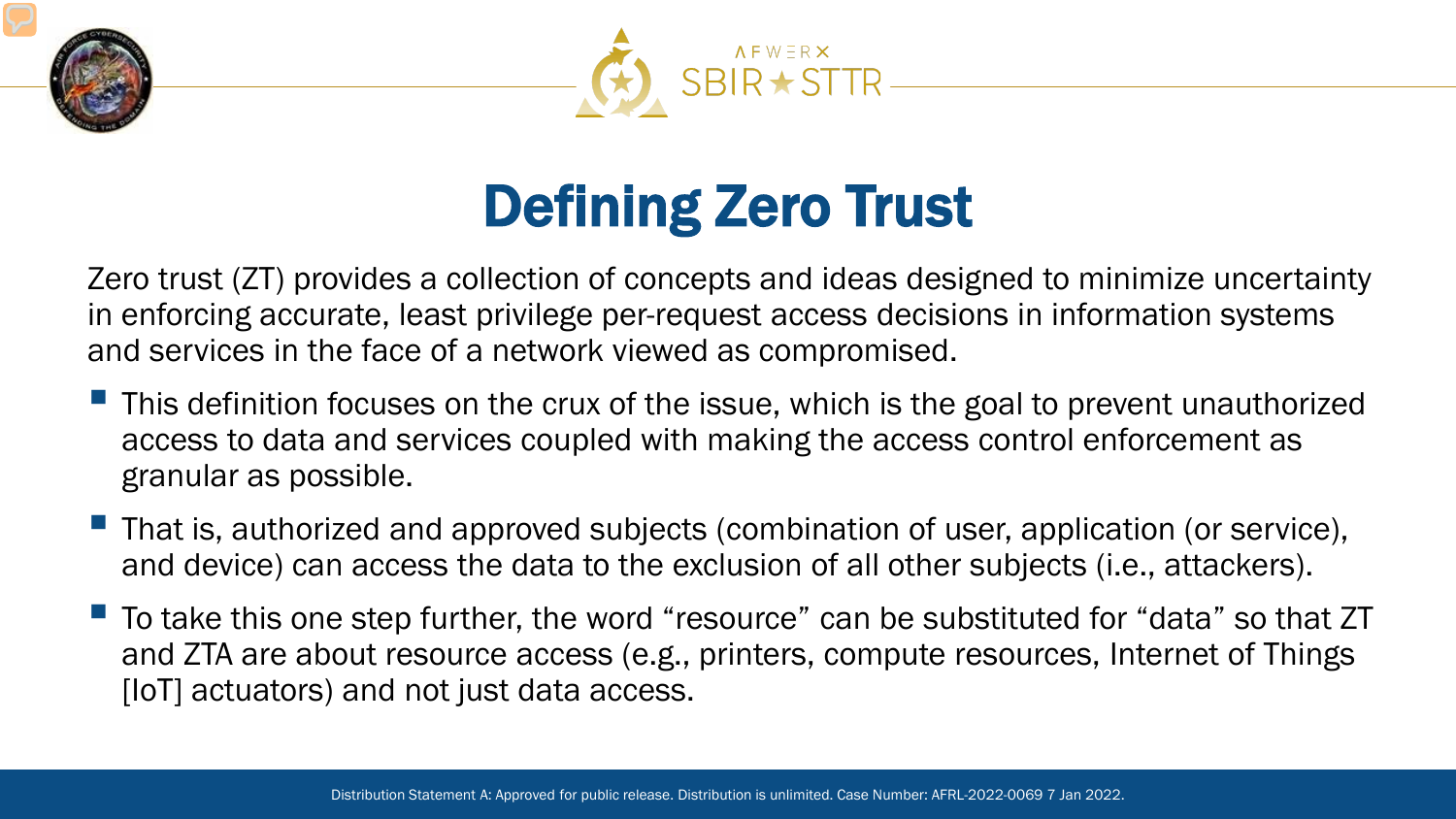# Defining Zero Trust

Zero trust (ZT) provides a collection of concepts and ideas designed to minimize uncertainty in enforcing accurate, least privilege per-request access decisions in information systems and services in the face of a network viewed as compromised.

- This definition focuses on the crux of the issue, which is the goal to prevent unauthorized access to data and services coupled with making the access control enforcement as granular as possible.
- That is, authorized and approved subjects (combination of user, application (or service), and device) can access the data to the exclusion of all other subjects (i.e., attackers).
- To take this one step further, the word “resource” can be substituted for “data” so that ZT and ZTA are about resource access (e.g., printers, compute resources, Internet of Things [IoT] actuators) and not just data access.

Distribution Statement A: Approved for public release. Distribution is unlimited. Case Number: AFRL-2022-0069 7 Jan 2022.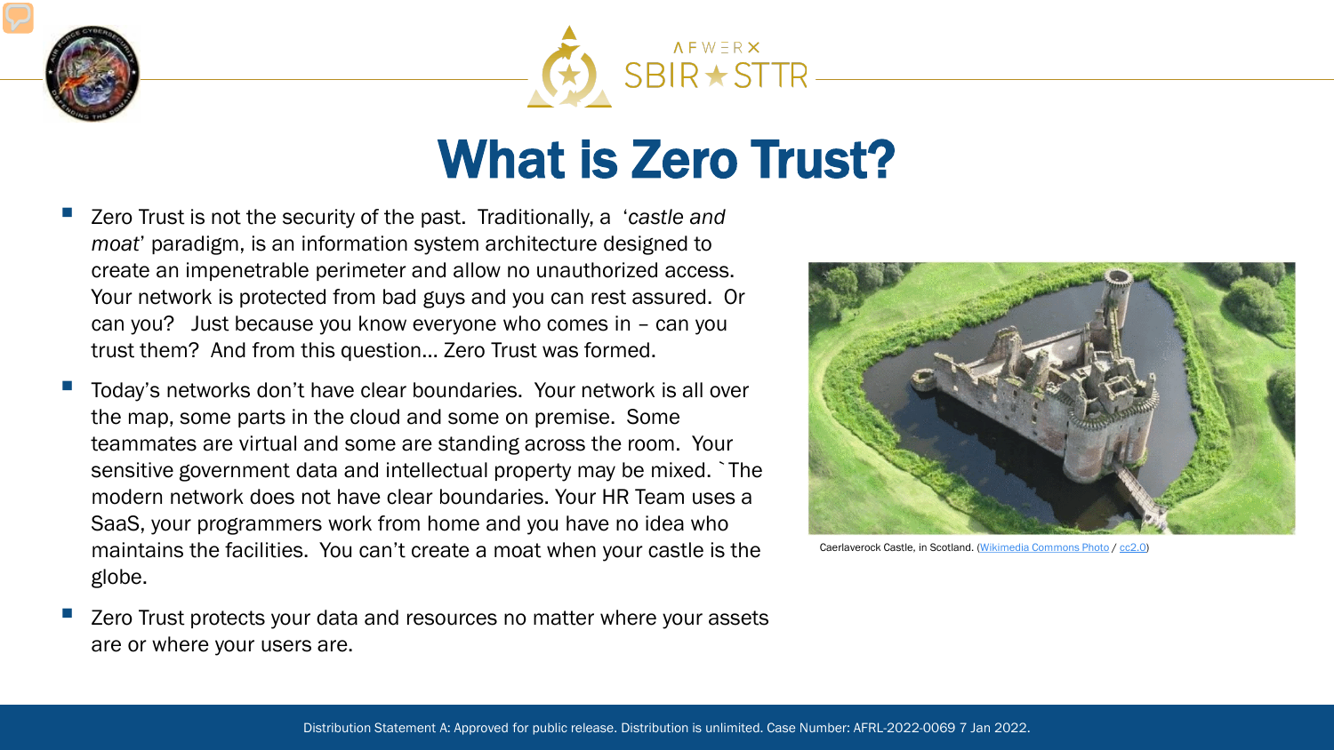# What is Zero Trust?

- Zero Trust is not the security of the past. Traditionally, a '*castle and moat*' paradigm, is an information system architecture designed to create an impenetrable perimeter and allow no unauthorized access. Your network is protected from bad guys and you can rest assured. Or can you? Just because you know everyone who comes in – can you trust them? And from this question… Zero Trust was formed.
- Today's networks don't have clear boundaries. Your network is all over the map, some parts in the cloud and some on premise. Some teammates are virtual and some are standing across the room. Your sensitive government data and intellectual property may be mixed. `The modern network does not have clear boundaries. Your HR Team uses a SaaS, your programmers work from home and you have no idea who maintains the facilities. You can't create a moat when your castle is the globe.
- Zero Trust protects your data and resources no matter where your assets are or where your users are.

Caerlaverock Castle, in Scotland. (Wikimedia Commons Photo / cc2.0)

Distribution Statement A: Approved for public release. Distribution is unlimited. Case Number: AFRL-2022-0069 7 Jan 2022.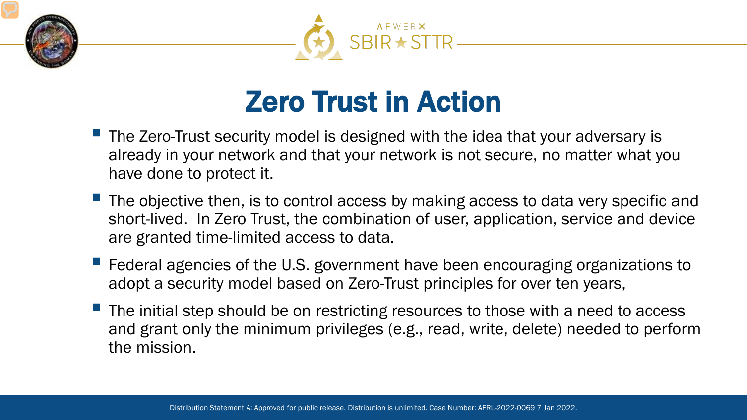# Zero Trust in Action

- The Zero-Trust security model is designed with the idea that your adversary is already in your network and that your network is not secure, no matter what you have done to protect it.
- The objective then, is to control access by making access to data very specific and short-lived. In Zero Trust, the combination of user, application, service and device are granted time-limited access to data.
- Federal agencies of the U.S. government have been encouraging organizations to adopt a security model based on Zero-Trust principles for over ten years,
- The initial step should be on restricting resources to those with a need to access and grant only the minimum privileges (e.g., read, write, delete) needed to perform the mission.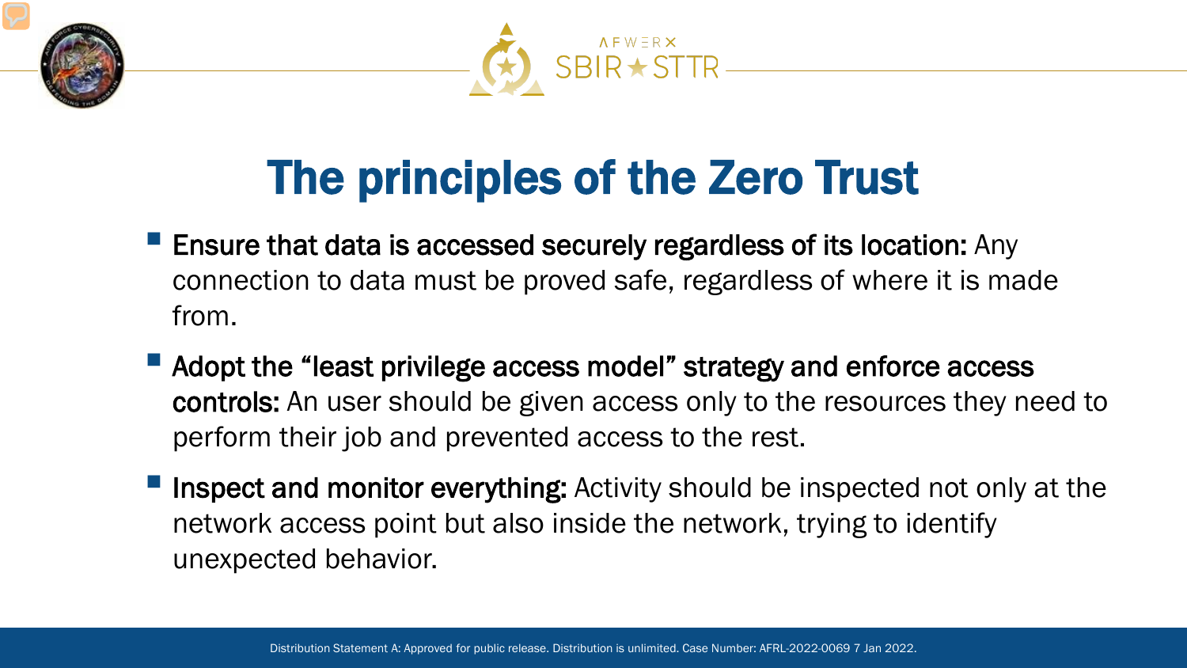# The principles of the Zero Trust

- **Ensure that data is accessed securely regardless of its location:** Any connection to data must be proved safe, regardless of where it is made from.
- **Adopt the "least privilege access model" strategy and enforce access controls:** An user should be given access only to the resources they need to perform their job and prevented access to the rest.
- **Inspect and monitor everything:** Activity should be inspected not only at the network access point but also inside the network, trying to identify unexpected behavior.

Distribution Statement A: Approved for public release. Distribution is unlimited. Case Number: AFRL-2022-0069 7 Jan 2022.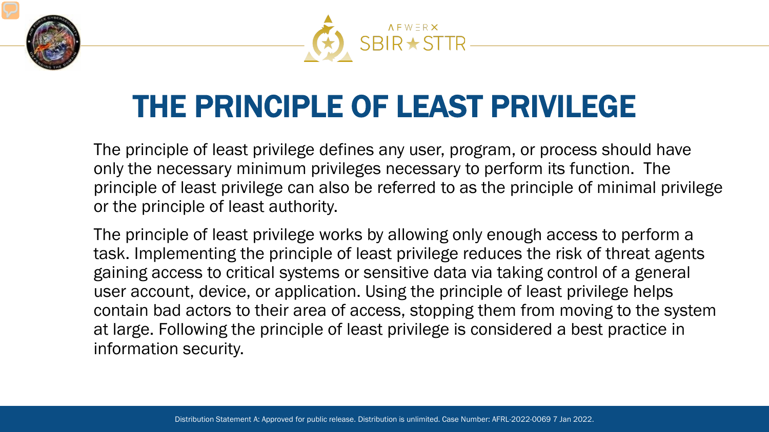# THE PRINCIPLE OF LEAST PRIVILEGE

The principle of least privilege defines any user, program, or process should have only the necessary minimum privileges necessary to perform its function. The principle of least privilege can also be referred to as the principle of minimal privilege or the principle of least authority.

The principle of least privilege works by allowing only enough access to perform a task. Implementing the principle of least privilege reduces the risk of threat agents gaining access to critical systems or sensitive data via taking control of a general user account, device, or application. Using the principle of least privilege helps contain bad actors to their area of access, stopping them from moving to the system at large. Following the principle of least privilege is considered a best practice in information security.

Distribution Statement A: Approved for public release. Distribution is unlimited. Case Number: AFRL-2022-0069 7 Jan 2022.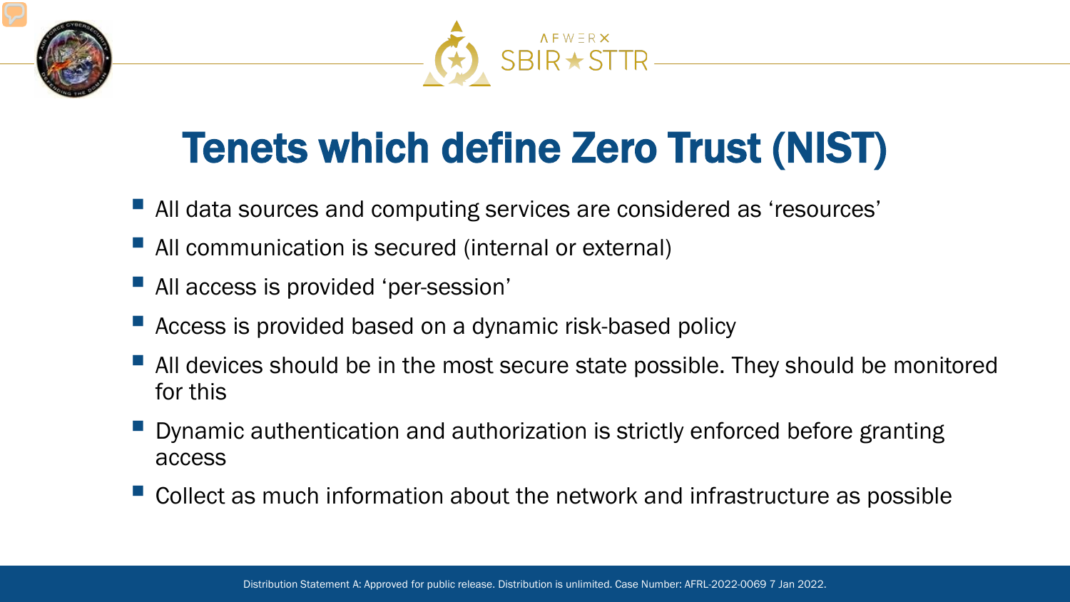# Tenets which define Zero Trust (NIST)

- All data sources and computing services are considered as ‘resources’
- All communication is secured (internal or external)
- All access is provided ‘per-session’
- Access is provided based on a dynamic risk-based policy
- All devices should be in the most secure state possible. They should be monitored for this
- Dynamic authentication and authorization is strictly enforced before granting access
- Collect as much information about the network and infrastructure as possible

Distribution Statement A: Approved for public release. Distribution is unlimited. Case Number: AFRL-2022-0069 7 Jan 2022.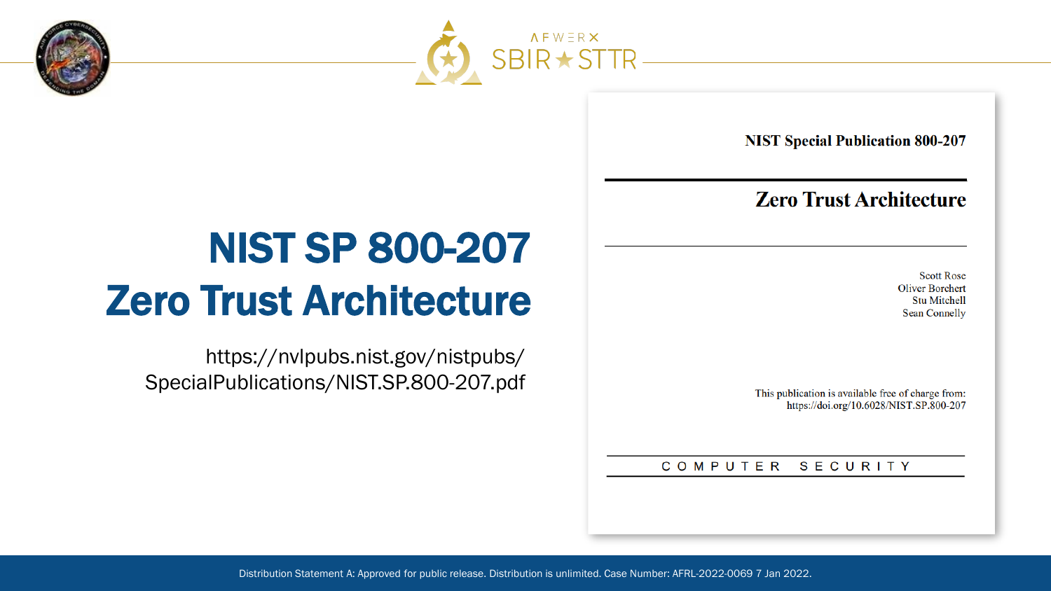# NIST SP 800-207 Zero Trust Architecture

https://nvlpubs.nist.gov/nistpubs/SpecialPublications/NIST.SP.800-207.pdf

**NIST Special Publication 800-207**

## Zero Trust Architecture

Scott Rose
Oliver Borchert
Stu Mitchell
Sean Connelly

This publication is available free of charge from:
https://doi.org/10.6028/NIST.SP.800-207

COMPUTER SECURITY

Distribution Statement A: Approved for public release. Distribution is unlimited. Case Number: AFRL-2022-0069 7 Jan 2022.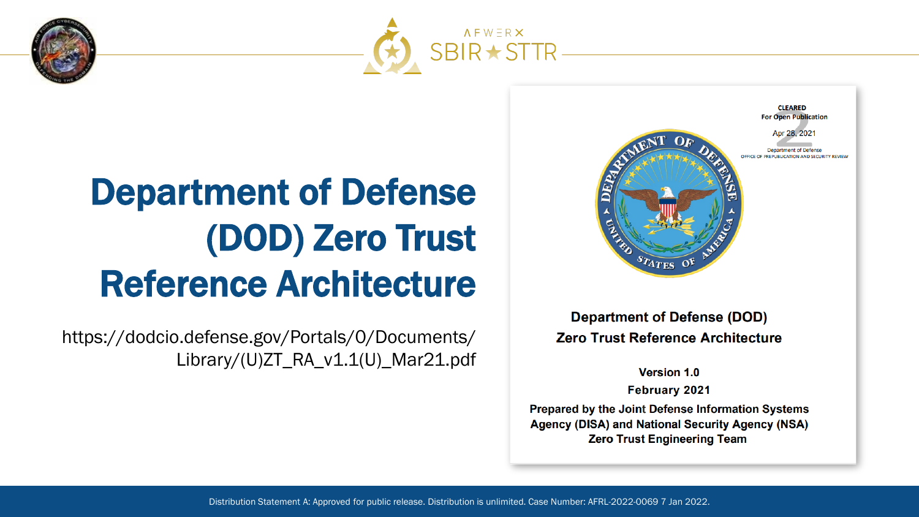# Department of Defense (DOD) Zero Trust Reference Architecture

https://dodcio.defense.gov/Portals/0/Documents/Library/(U)ZT_RA_v1.1(U)_Mar21.pdf

CLEARED
For Open Publication

Apr 28, 2021

Department of Defense
OFFICE OF PREPUBLICATION AND SECURITY REVIEW

**Department of Defense (DOD)**
**Zero Trust Reference Architecture**

**Version 1.0**

**February 2021**

**Prepared by the Joint Defense Information Systems Agency (DISA) and National Security Agency (NSA) Zero Trust Engineering Team**

Distribution Statement A: Approved for public release. Distribution is unlimited. Case Number: AFRL-2022-0069 7 Jan 2022.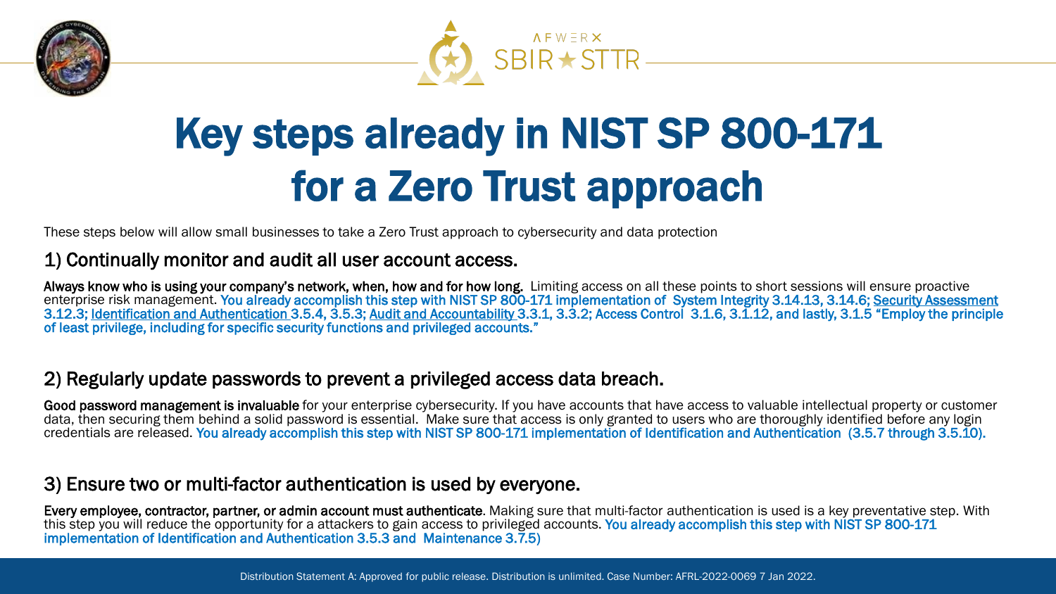# Key steps already in NIST SP 800-171 for a Zero Trust approach

These steps below will allow small businesses to take a Zero Trust approach to cybersecurity and data protection

## 1) Continually monitor and audit all user account access.

**Always know who is using your company's network, when, how and for how long.** Limiting access on all these points to short sessions will ensure proactive enterprise risk management. You already accomplish this step with NIST SP 800-171 implementation of System Integrity 3.14.13, 3.14.6; Security Assessment 3.12.3; Identification and Authentication 3.5.4, 3.5.3; Audit and Accountability 3.3.1, 3.3.2; Access Control 3.1.6, 3.1.12, and lastly, 3.1.5 "Employ the principle of least privilege, including for specific security functions and privileged accounts."

## 2) Regularly update passwords to prevent a privileged access data breach.

**Good password management is invaluable** for your enterprise cybersecurity. If you have accounts that have access to valuable intellectual property or customer data, then securing them behind a solid password is essential. Make sure that access is only granted to users who are thoroughly identified before any login credentials are released. You already accomplish this step with NIST SP 800-171 implementation of Identification and Authentication (3.5.7 through 3.5.10).

## 3) Ensure two or multi-factor authentication is used by everyone.

**Every employee, contractor, partner, or admin account must authenticate**. Making sure that multi-factor authentication is used is a key preventative step. With this step you will reduce the opportunity for a attackers to gain access to privileged accounts. You already accomplish this step with NIST SP 800-171 implementation of Identification and Authentication 3.5.3 and Maintenance 3.7.5)

Distribution Statement A: Approved for public release. Distribution is unlimited. Case Number: AFRL-2022-0069 7 Jan 2022.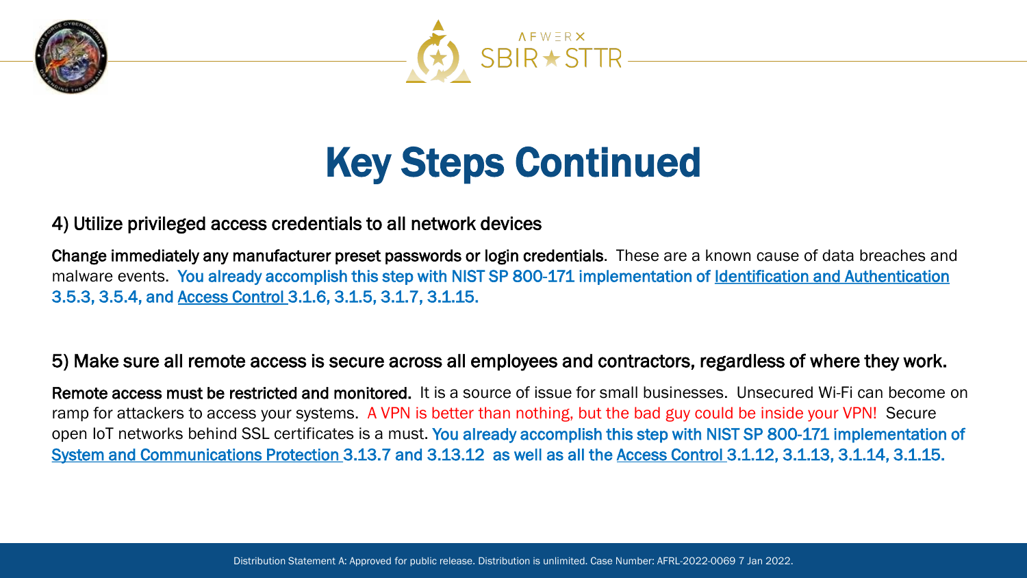# Key Steps Continued

4) Utilize privileged access credentials to all network devices

**Change immediately any manufacturer preset passwords or login credentials.** These are a known cause of data breaches and malware events. You already accomplish this step with NIST SP 800-171 implementation of Identification and Authentication 3.5.3, 3.5.4, and Access Control 3.1.6, 3.1.5, 3.1.7, 3.1.15.

5) Make sure all remote access is secure across all employees and contractors, regardless of where they work.

**Remote access must be restricted and monitored.** It is a source of issue for small businesses. Unsecured Wi-Fi can become on ramp for attackers to access your systems. A VPN is better than nothing, but the bad guy could be inside your VPN! Secure open IoT networks behind SSL certificates is a must. You already accomplish this step with NIST SP 800-171 implementation of System and Communications Protection 3.13.7 and 3.13.12 as well as all the Access Control 3.1.12, 3.1.13, 3.1.14, 3.1.15.

Distribution Statement A: Approved for public release. Distribution is unlimited. Case Number: AFRL-2022-0069 7 Jan 2022.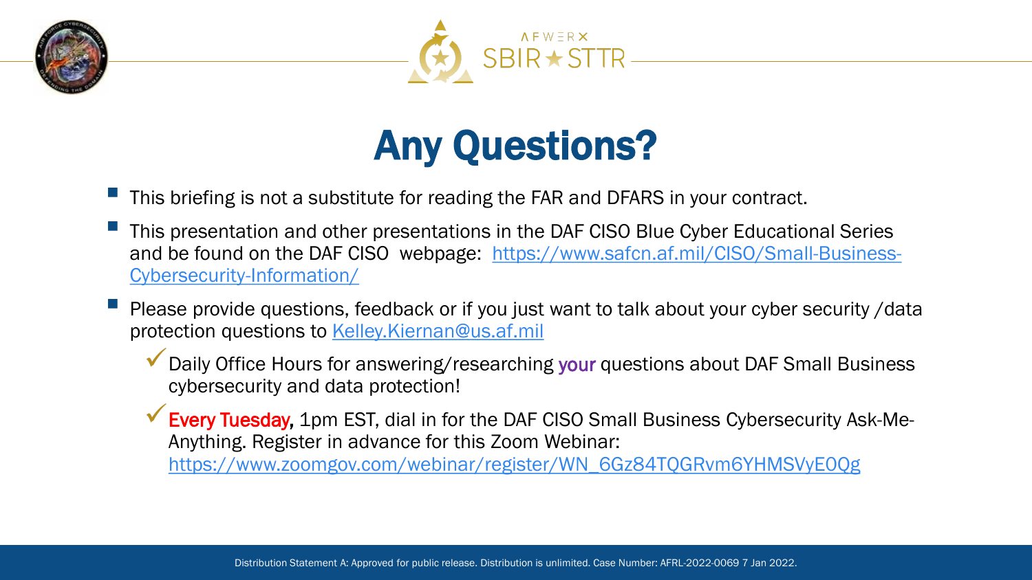# Any Questions?

- This briefing is not a substitute for reading the FAR and DFARS in your contract.
- This presentation and other presentations in the DAF CISO Blue Cyber Educational Series and be found on the DAF CISO webpage: https://www.safcn.af.mil/CISO/Small-Business-Cybersecurity-Information/
- Please provide questions, feedback or if you just want to talk about your cyber security /data protection questions to Kelley.Kiernan@us.af.mil
  - ✓ Daily Office Hours for answering/researching **your** questions about DAF Small Business cybersecurity and data protection!
  - ✓ **Every Tuesday**, 1pm EST, dial in for the DAF CISO Small Business Cybersecurity Ask-Me-Anything. Register in advance for this Zoom Webinar: https://www.zoomgov.com/webinar/register/WN_6Gz84TQGRvm6YHMSVyE0Qg

Distribution Statement A: Approved for public release. Distribution is unlimited. Case Number: AFRL-2022-0069 7 Jan 2022.